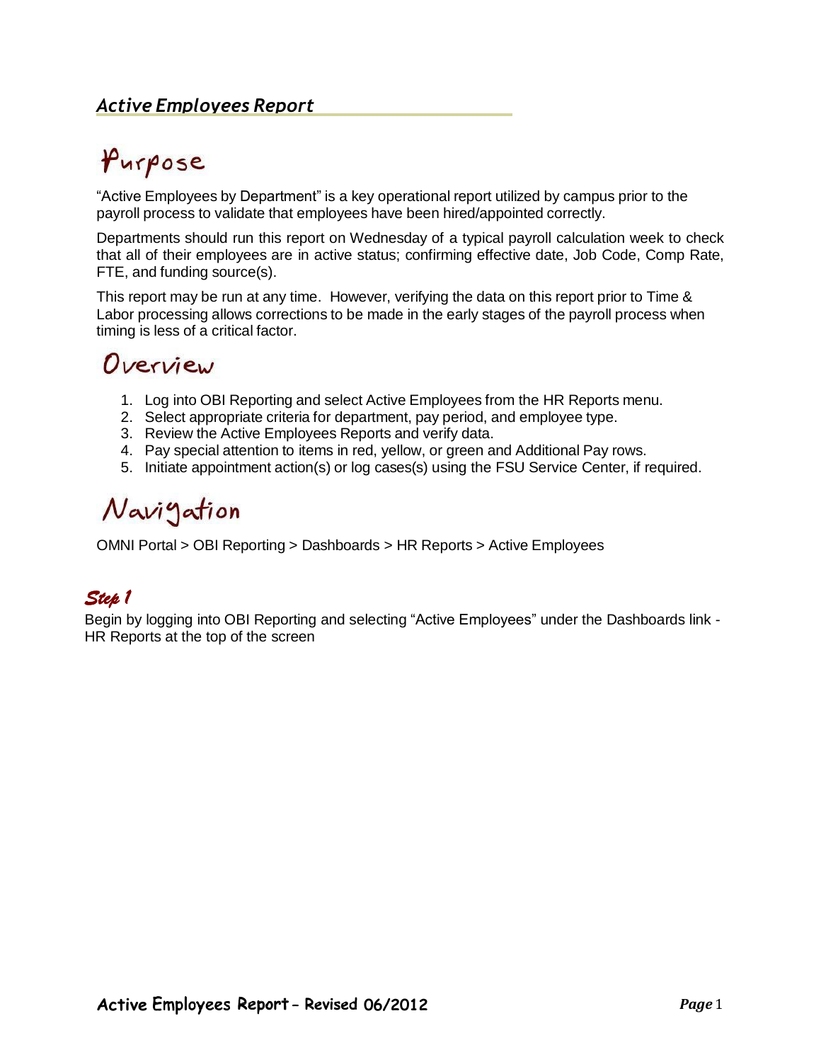# *Active Employees Report*

## Purpose

"Active Employees by Department" is a key operational report utilized by campus prior to the payroll process to validate that employees have been hired/appointed correctly.

Departments should run this report on Wednesday of a typical payroll calculation week to check that all of their employees are in active status; confirming effective date, Job Code, Comp Rate, FTE, and funding source(s).

This report may be run at any time. However, verifying the data on this report prior to Time & Labor processing allows corrections to be made in the early stages of the payroll process when timing is less of a critical factor.

## Overview

1. Log into OBI Reporting and select Active Employees from the HR Reports menu.
2. Select appropriate criteria for department, pay period, and employee type.
3. Review the Active Employees Reports and verify data.
4. Pay special attention to items in red, yellow, or green and Additional Pay rows.
5. Initiate appointment action(s) or log cases(s) using the FSU Service Center, if required.

## Navigation

OMNI Portal > OBI Reporting > Dashboards > HR Reports > Active Employees

### *Step 1*

Begin by logging into OBI Reporting and selecting "Active Employees" under the Dashboards link - HR Reports at the top of the screen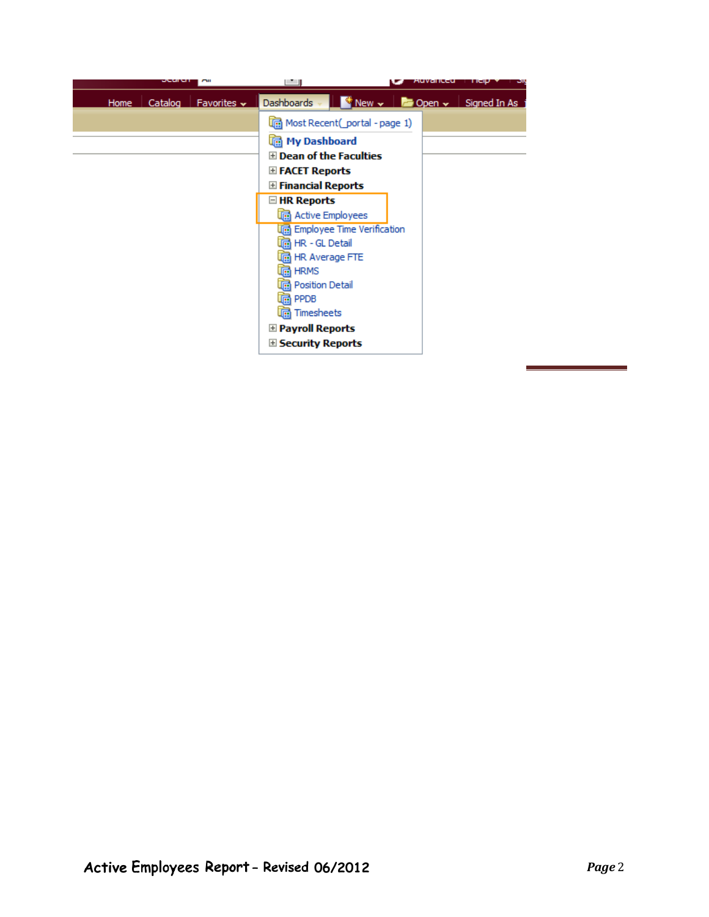Home | Catalog | Favorites | Dashboards | New | Open | Signed In As

- Most Recent(_portal - page 1)
- **My Dashboard**
- ⊞ **Dean of the Faculties**
- ⊞ **FACET Reports**
- ⊞ **Financial Reports**
- ⊟ **HR Reports**
  - Active Employees
  - Employee Time Verification
  - HR - GL Detail
  - HR Average FTE
  - HRMS
  - Position Detail
  - PPDB
  - Timesheets
- ⊞ **Payroll Reports**
- ⊞ **Security Reports**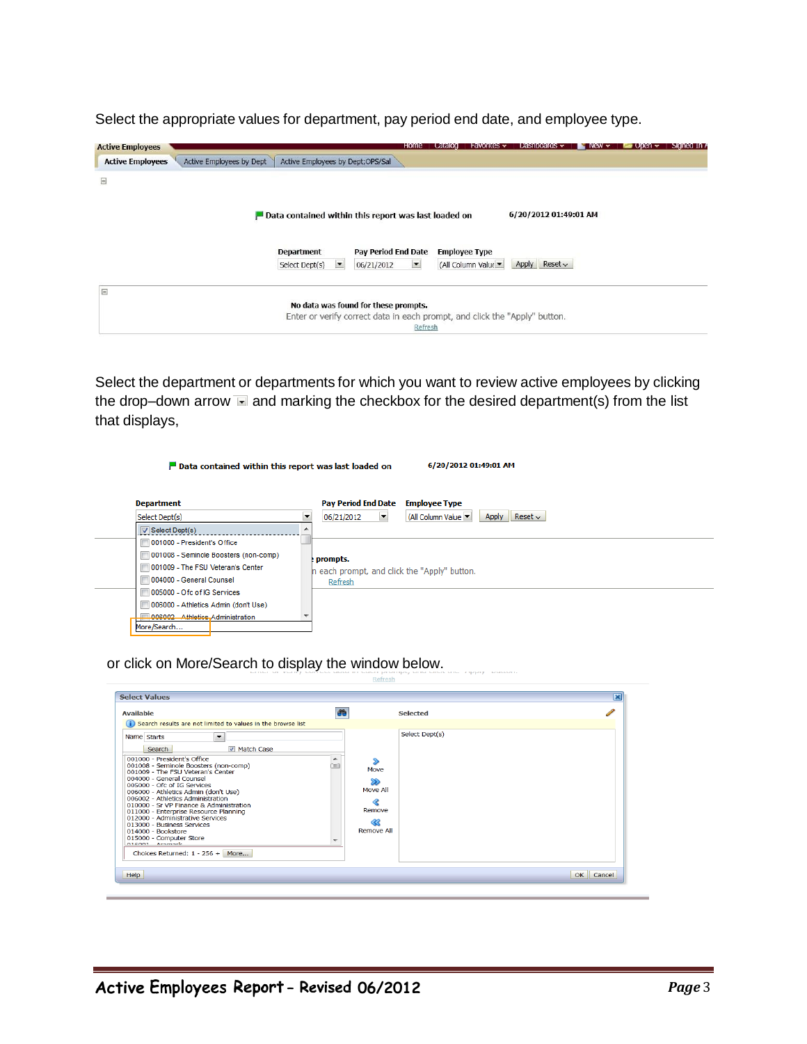Select the appropriate values for department, pay period end date, and employee type.

Select the department or departments for which you want to review active employees by clicking the drop–down arrow and marking the checkbox for the desired department(s) from the list that displays,

or click on More/Search to display the window below.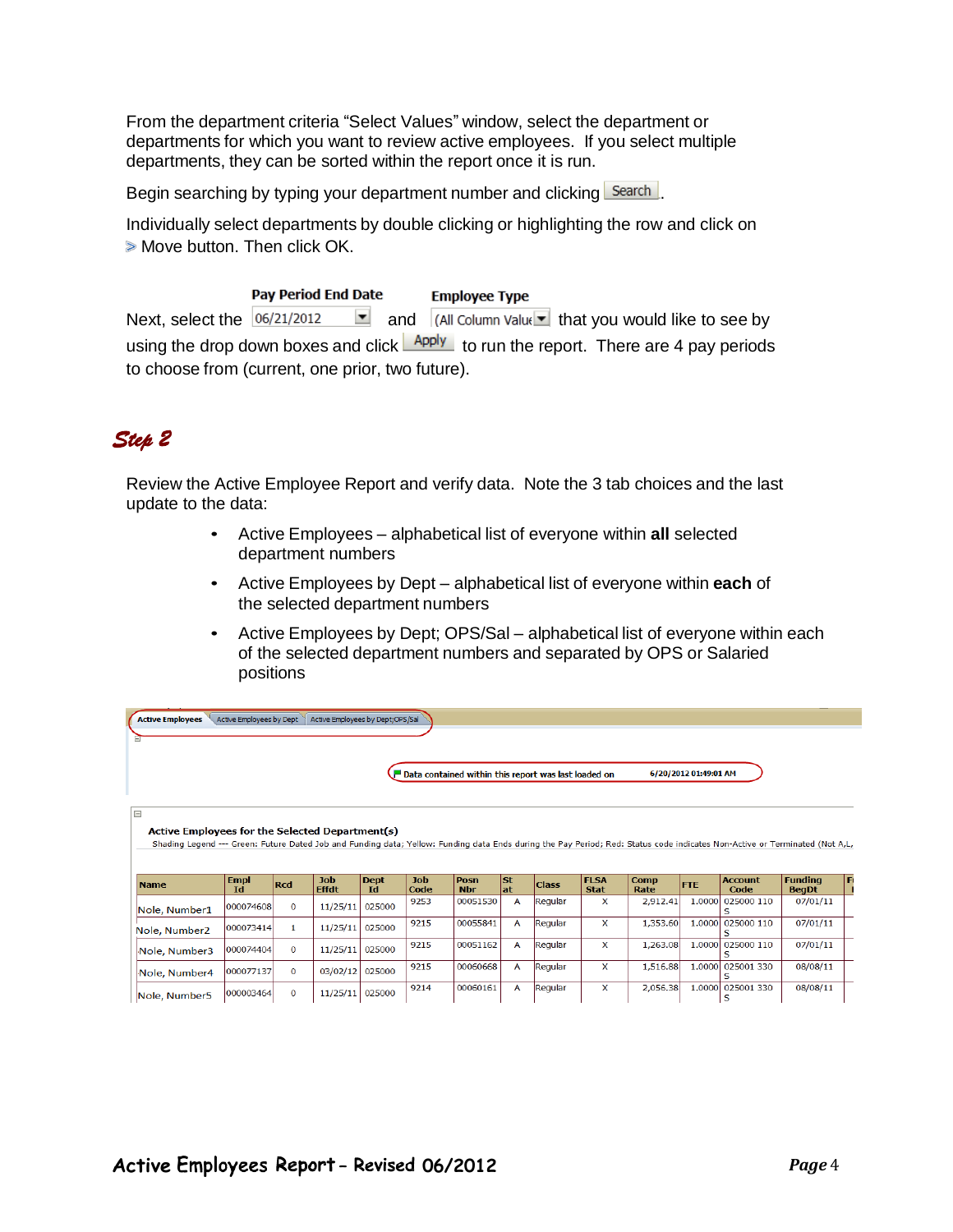From the department criteria "Select Values" window, select the department or departments for which you want to review active employees. If you select multiple departments, they can be sorted within the report once it is run.

Begin searching by typing your department number and clicking Search.

Individually select departments by double clicking or highlighting the row and click on > Move button. Then click OK.

Next, select the **Pay Period End Date** 06/21/2012 and **Employee Type** (All Column Value that you would like to see by using the drop down boxes and click Apply to run the report. There are 4 pay periods to choose from (current, one prior, two future).

## *Step 2*

Review the Active Employee Report and verify data. Note the 3 tab choices and the last update to the data:

- Active Employees – alphabetical list of everyone within **all** selected department numbers
- Active Employees by Dept – alphabetical list of everyone within **each** of the selected department numbers
- Active Employees by Dept; OPS/Sal – alphabetical list of everyone within each of the selected department numbers and separated by OPS or Salaried positions

Active Employees | Active Employees by Dept | Active Employees by Dept;OPS/Sal

Data contained within this report was last loaded on 6/20/2012 01:49:01 AM

**Active Employees for the Selected Department(s)**

Shading Legend --- Green: Future Dated Job and Funding data; Yellow: Funding data Ends during the Pay Period; Red: Status code indicates Non-Active or Terminated (Not A,L,

| Name | Empl Id | Rcd | Job Effdt | Dept Id | Job Code | Posn Nbr | St at | Class | FLSA Stat | Comp Rate | FTE | Account Code | Funding BegDt |
|---|---|---|---|---|---|---|---|---|---|---|---|---|---|
| Nole, Number1 | 000074608 | 0 | 11/25/11 | 025000 | 9253 | 00051530 | A | Regular | X | 2,912.41 | 1.0000 | 025000 110 S | 07/01/11 |
| Nole, Number2 | 000073414 | 1 | 11/25/11 | 025000 | 9215 | 00055841 | A | Regular | X | 1,353.60 | 1.0000 | 025000 110 S | 07/01/11 |
| Nole, Number3 | 000074404 | 0 | 11/25/11 | 025000 | 9215 | 00051162 | A | Regular | X | 1,263.08 | 1.0000 | 025000 110 S | 07/01/11 |
| Nole, Number4 | 000077137 | 0 | 03/02/12 | 025000 | 9215 | 00060668 | A | Regular | X | 1,516.88 | 1.0000 | 025001 330 S | 08/08/11 |
| Nole, Number5 | 000003464 | 0 | 11/25/11 | 025000 | 9214 | 00060161 | A | Regular | X | 2,056.38 | 1.0000 | 025001 330 S | 08/08/11 |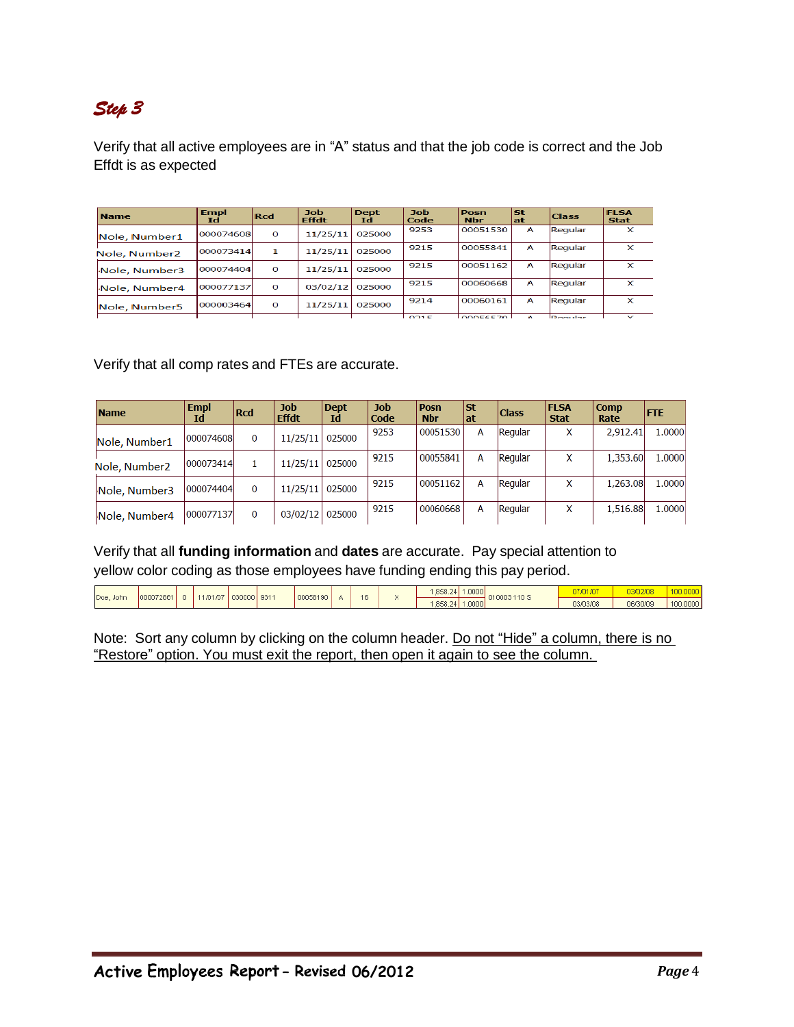## *Step 3*

Verify that all active employees are in "A" status and that the job code is correct and the Job Effdt is as expected

| Name | Empl Id | Rcd | Job Effdt | Dept Id | Job Code | Posn Nbr | St at | Class | FLSA Stat |
|---|---|---|---|---|---|---|---|---|---|
| Nole, Number1 | 000074608 | 0 | 11/25/11 | 025000 | 9253 | 00051530 | A | Regular | X |
| Nole, Number2 | 000073414 | 1 | 11/25/11 | 025000 | 9215 | 00055841 | A | Regular | X |
| Nole, Number3 | 000074404 | 0 | 11/25/11 | 025000 | 9215 | 00051162 | A | Regular | X |
| Nole, Number4 | 000077137 | 0 | 03/02/12 | 025000 | 9215 | 00060668 | A | Regular | X |
| Nole, Number5 | 000003464 | 0 | 11/25/11 | 025000 | 9214 | 00060161 | A | Regular | X |

Verify that all comp rates and FTEs are accurate.

| Name | Empl Id | Rcd | Job Effdt | Dept Id | Job Code | Posn Nbr | St at | Class | FLSA Stat | Comp Rate | FTE |
|---|---|---|---|---|---|---|---|---|---|---|---|
| Nole, Number1 | 000074608 | 0 | 11/25/11 | 025000 | 9253 | 00051530 | A | Regular | X | 2,912.41 | 1.0000 |
| Nole, Number2 | 000073414 | 1 | 11/25/11 | 025000 | 9215 | 00055841 | A | Regular | X | 1,353.60 | 1.0000 |
| Nole, Number3 | 000074404 | 0 | 11/25/11 | 025000 | 9215 | 00051162 | A | Regular | X | 1,263.08 | 1.0000 |
| Nole, Number4 | 000077137 | 0 | 03/02/12 | 025000 | 9215 | 00060668 | A | Regular | X | 1,516.88 | 1.0000 |

Verify that all **funding information** and **dates** are accurate. Pay special attention to yellow color coding as those employees have funding ending this pay period.

| | | | | | | | | | | | | | | | |
|---|---|---|---|---|---|---|---|---|---|---|---|---|---|---|---|
| Doe, John | 000072861 | 0 | 11/01/07 | 030000 | 9311 | | 00058190 | A | 16 | X | 1,858.24 | 1.0000 | 010003 110 S | 07/01/07 | 03/02/08 | 100.0000 |
| | | | | | | | | | | | 1,858.24 | 1.0000 | | 03/03/08 | 06/30/09 | 100.0000 |

Note: Sort any column by clicking on the column header. Do not "Hide" a column, there is no "Restore" option. You must exit the report, then open it again to see the column.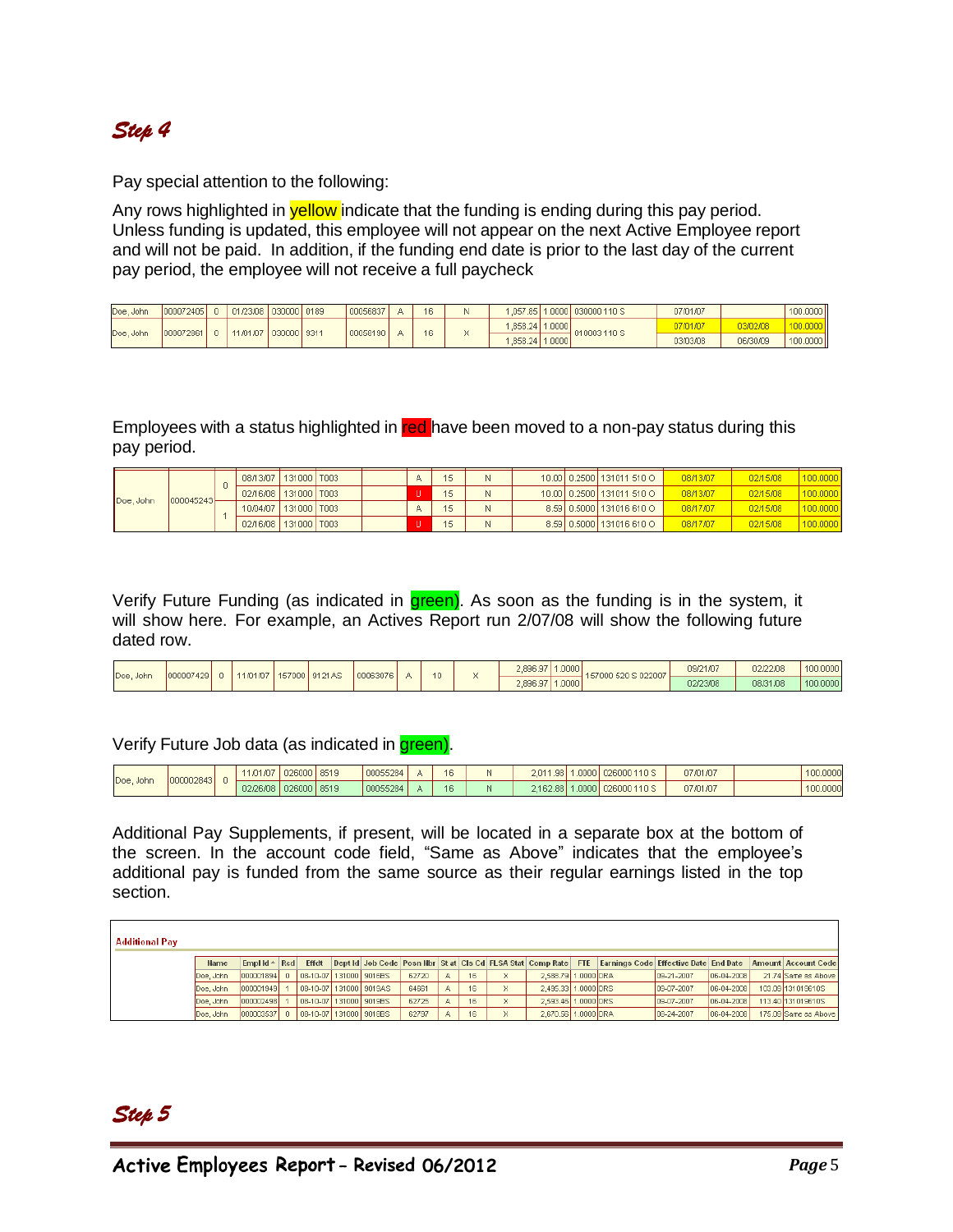## *Step 4*

Pay special attention to the following:

Any rows highlighted in yellow indicate that the funding is ending during this pay period. Unless funding is updated, this employee will not appear on the next Active Employee report and will not be paid. In addition, if the funding end date is prior to the last day of the current pay period, the employee will not receive a full paycheck

| | | | | | | | | | | | | | | | |
|---|---|---|---|---|---|---|---|---|---|---|---|---|---|---|---|
| Doe, John | 000072405 | 0 | 01/23/08 | 030000 | 0189 | 00056837 | A | 16 | N | 1,057.85 | 1.0000 | 030000 110 S | 07/01/07 | | 100.0000 |
| Doe, John | 000072861 | 0 | 11/01/07 | 030000 | 9311 | 00058190 | A | 16 | X | 1,858.24 | 1.0000 | 010003 110 S | 07/01/07 | 03/02/08 | 100.0000 |
| | | | | | | | | | | 1,858.24 | 1.0000 | | 03/03/08 | 06/30/09 | 100.0000 |

Employees with a status highlighted in red have been moved to a non-pay status during this pay period.

| | | | | | | | | | | | | | | | |
|---|---|---|---|---|---|---|---|---|---|---|---|---|---|---|---|
| Doe, John | 000045243 | 0 | 08/13/07 | 131000 | T003 | | A | 15 | N | 10.00 | 0.2500 | 131011 510 O | 08/13/07 | 02/15/08 | 100.0000 |
| | | | 02/16/08 | 131000 | T003 | | U | 15 | N | 10.00 | 0.2500 | 131011 510 O | 08/13/07 | 02/15/08 | 100.0000 |
| | | 1 | 10/04/07 | 131000 | T003 | | A | 15 | N | 8.59 | 0.5000 | 131016 610 O | 08/17/07 | 02/15/08 | 100.0000 |
| | | | 02/16/08 | 131000 | T003 | | U | 15 | N | 8.59 | 0.5000 | 131016 610 O | 08/17/07 | 02/15/08 | 100.0000 |

Verify Future Funding (as indicated in green). As soon as the funding is in the system, it will show here. For example, an Actives Report run 2/07/08 will show the following future dated row.

| | | | | | | | | | | | | | | | |
|---|---|---|---|---|---|---|---|---|---|---|---|---|---|---|---|
| Doe, John | 000007429 | 0 | 11/01/07 | 157000 | 9121AS | 00063076 | A | 10 | X | 2,896.97 | 1.0000 | 157000 520 S 022007 | 09/21/07 | 02/22/08 | 100.0000 |
| | | | | | | | | | | 2,896.97 | 1.0000 | | 02/23/08 | 08/31/08 | 100.0000 |

Verify Future Job data (as indicated in green).

| | | | | | | | | | | | | | | | |
|---|---|---|---|---|---|---|---|---|---|---|---|---|---|---|---|
| Doe, John | 000002843 | 0 | 11/01/07 | 026000 | 8519 | 00055284 | A | 16 | N | 2,011.98 | 1.0000 | 026000 110 S | 07/01/07 | | 100.0000 |
| | | | 02/26/08 | 026000 | 8519 | 00055284 | A | 16 | N | 2,162.88 | 1.0000 | 026000 110 S | 07/01/07 | | 100.0000 |

Additional Pay Supplements, if present, will be located in a separate box at the bottom of the screen. In the account code field, "Same as Above" indicates that the employee's additional pay is funded from the same source as their regular earnings listed in the top section.

**Additional Pay**

| Name | Empl Id | Rcd | Effdt | Dept Id | Job Code | Posn Nbr | Stat | Cls Cd | FLSA Stat | Comp Rate | FTE | Earnings Code | Effective Date | End Date | Amount | Account Code |
|---|---|---|---|---|---|---|---|---|---|---|---|---|---|---|---|---|
| Doe, John | 000001894 | 0 | 08-10-07 | 131000 | 9016BS | 62720 | A | 16 | X | 2,588.79 | 1.0000 | DRA | 09-21-2007 | 06-04-2008 | 21.74 | Same as Above |
| Doe, John | 000001949 | 1 | 08-10-07 | 131000 | 9013AS | 64661 | A | 16 | X | 2,495.33 | 1.0000 | DRS | 09-07-2007 | 06-04-2008 | 103.09 | 131013610S |
| Doe, John | 000002498 | 1 | 08-10-07 | 131000 | 9019BS | 62725 | A | 16 | X | 2,593.45 | 1.0000 | DRS | 09-07-2007 | 06-04-2008 | 113.40 | 131019610S |
| Doe, John | 000003537 | 0 | 08-10-07 | 131000 | 9019BS | 62797 | A | 16 | X | 2,670.56 | 1.0000 | DRA | 09-24-2007 | 06-04-2008 | 175.09 | Same as Above |

## *Step 5*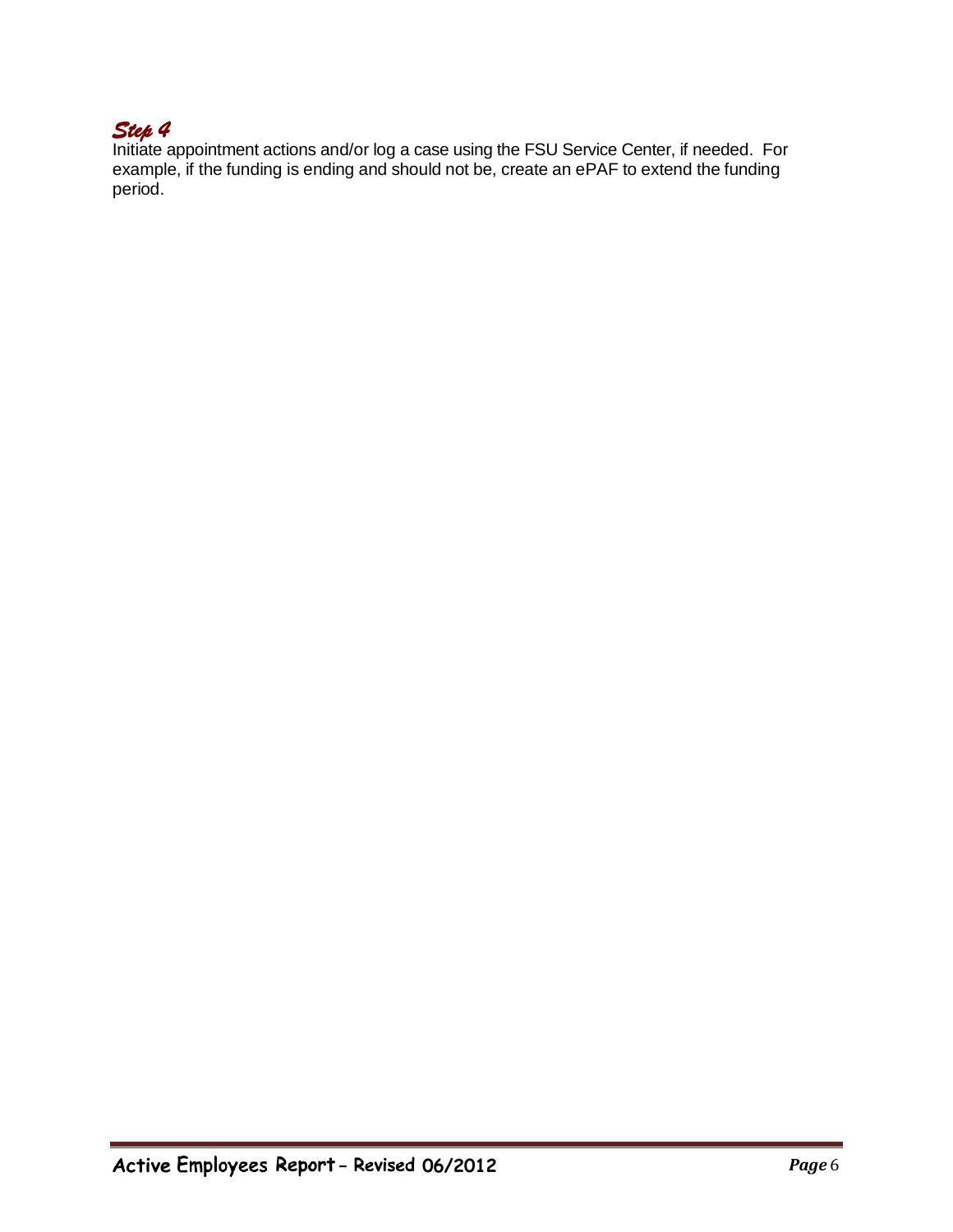## *Step 4*

Initiate appointment actions and/or log a case using the FSU Service Center, if needed. For example, if the funding is ending and should not be, create an ePAF to extend the funding period.